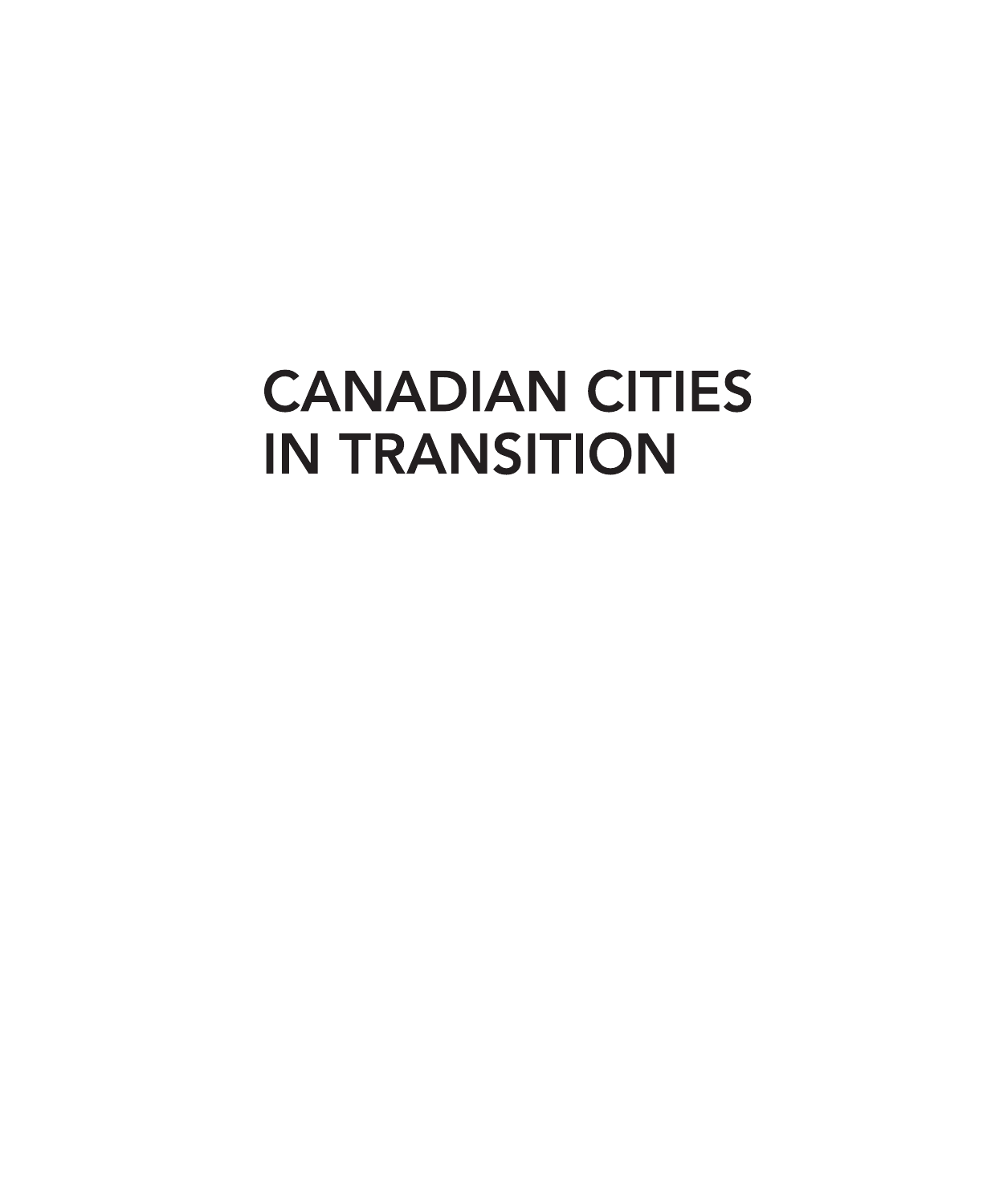# CANADIAN CITIES IN TRANSITION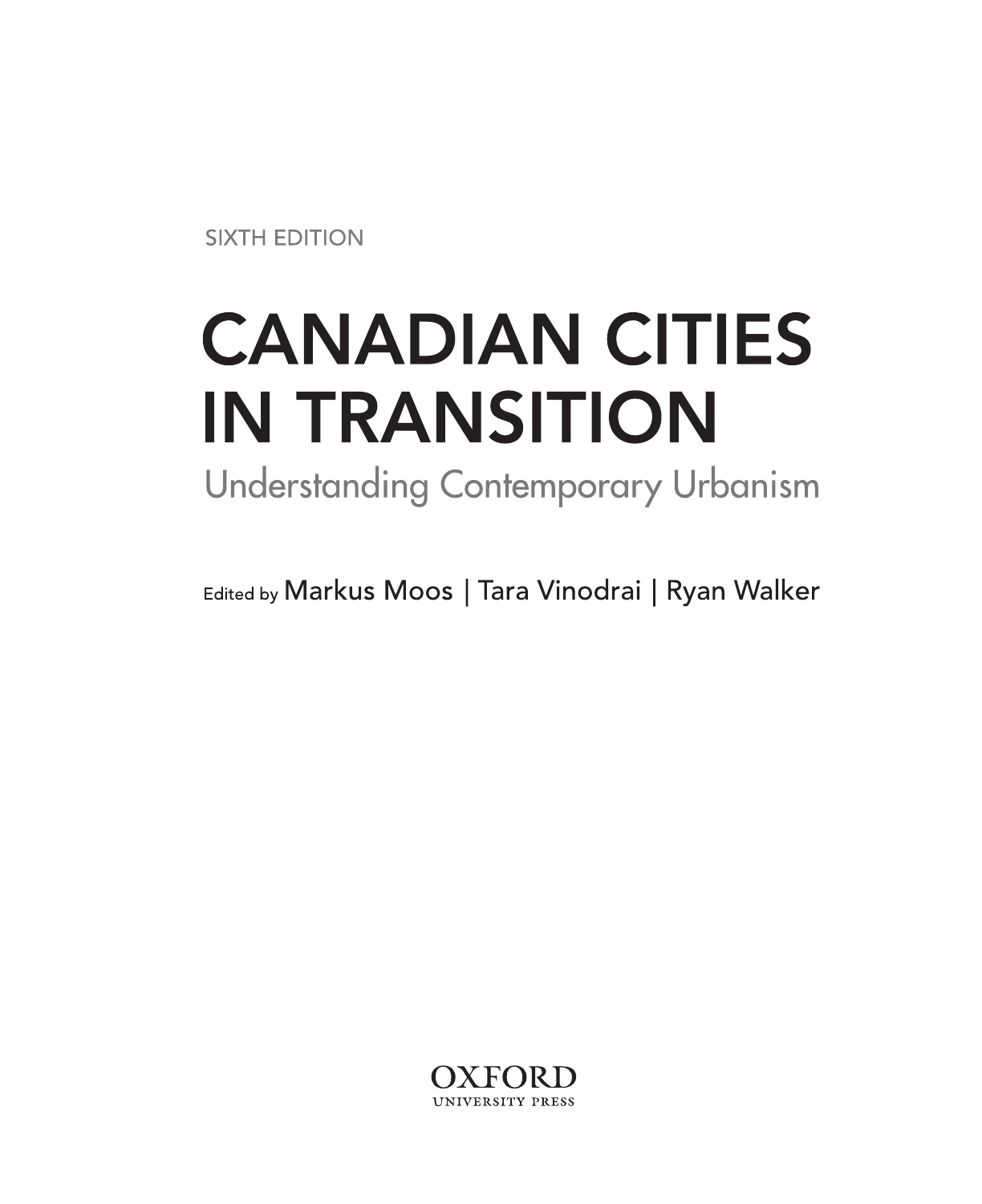SIXTH EDITION

# CANADIAN CITIES IN TRANSITION

## Understanding Contemporary Urbanism

Edited by Markus Moos | Tara Vinodrai | Ryan Walker

OXFORD
UNIVERSITY PRESS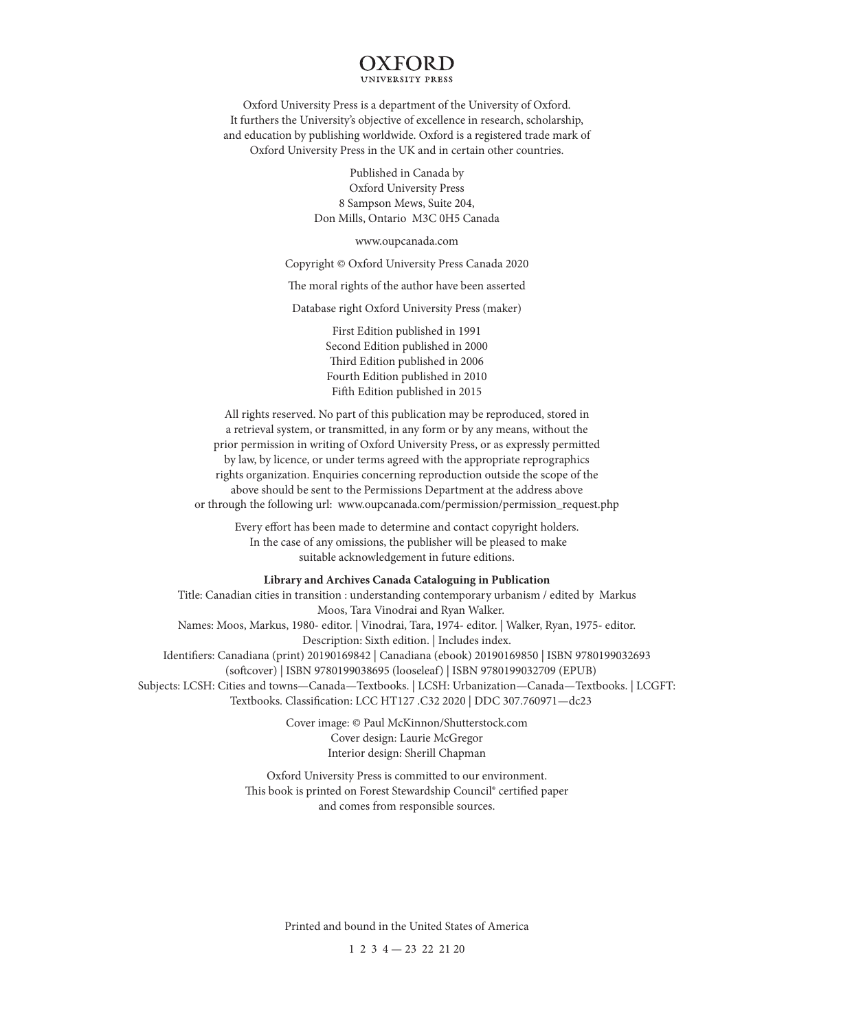OXFORD
UNIVERSITY PRESS

Oxford University Press is a department of the University of Oxford.
It furthers the University's objective of excellence in research, scholarship,
and education by publishing worldwide. Oxford is a registered trade mark of
Oxford University Press in the UK and in certain other countries.

Published in Canada by
Oxford University Press
8 Sampson Mews, Suite 204,
Don Mills, Ontario M3C 0H5 Canada

www.oupcanada.com

Copyright © Oxford University Press Canada 2020

The moral rights of the author have been asserted

Database right Oxford University Press (maker)

First Edition published in 1991
Second Edition published in 2000
Third Edition published in 2006
Fourth Edition published in 2010
Fifth Edition published in 2015

All rights reserved. No part of this publication may be reproduced, stored in
a retrieval system, or transmitted, in any form or by any means, without the
prior permission in writing of Oxford University Press, or as expressly permitted
by law, by licence, or under terms agreed with the appropriate reprographics
rights organization. Enquiries concerning reproduction outside the scope of the
above should be sent to the Permissions Department at the address above
or through the following url: www.oupcanada.com/permission/permission_request.php

Every effort has been made to determine and contact copyright holders.
In the case of any omissions, the publisher will be pleased to make
suitable acknowledgement in future editions.

**Library and Archives Canada Cataloguing in Publication**

Title: Canadian cities in transition : understanding contemporary urbanism / edited by Markus
Moos, Tara Vinodrai and Ryan Walker.
Names: Moos, Markus, 1980- editor. | Vinodrai, Tara, 1974- editor. | Walker, Ryan, 1975- editor.
Description: Sixth edition. | Includes index.
Identifiers: Canadiana (print) 20190169842 | Canadiana (ebook) 20190169850 | ISBN 9780199032693
(softcover) | ISBN 9780199038695 (looseleaf) | ISBN 9780199032709 (EPUB)
Subjects: LCSH: Cities and towns—Canada—Textbooks. | LCSH: Urbanization—Canada—Textbooks. | LCGFT:
Textbooks. Classification: LCC HT127 .C32 2020 | DDC 307.760971—dc23

Cover image: © Paul McKinnon/Shutterstock.com
Cover design: Laurie McGregor
Interior design: Sherill Chapman

Oxford University Press is committed to our environment.
This book is printed on Forest Stewardship Council® certified paper
and comes from responsible sources.

Printed and bound in the United States of America

1 2 3 4 — 23 22 21 20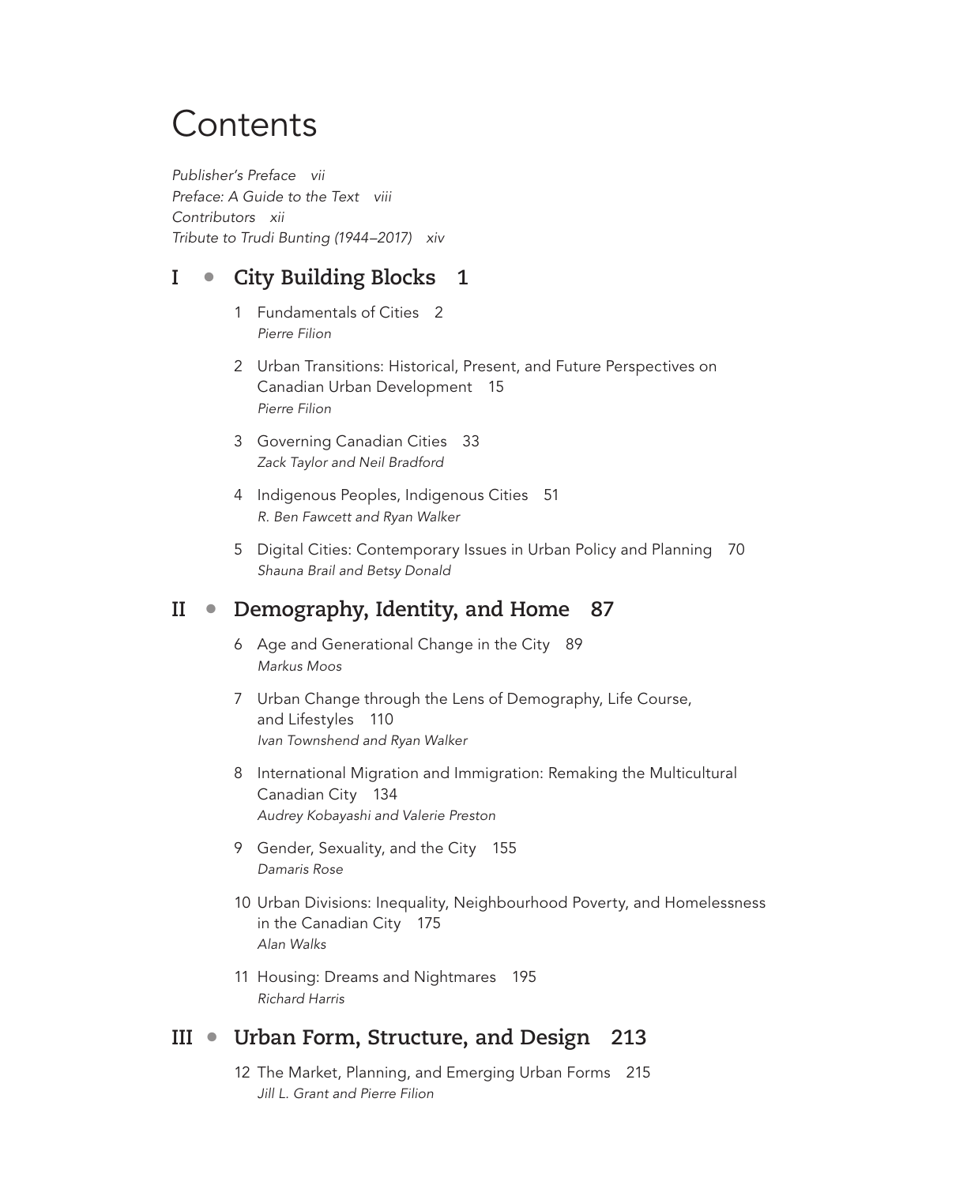# Contents

*Publisher's Preface vii*
*Preface: A Guide to the Text viii*
*Contributors xii*
*Tribute to Trudi Bunting (1944–2017) xiv*

## I • City Building Blocks 1

1 Fundamentals of Cities 2
*Pierre Filion*

2 Urban Transitions: Historical, Present, and Future Perspectives on Canadian Urban Development 15
*Pierre Filion*

3 Governing Canadian Cities 33
*Zack Taylor and Neil Bradford*

4 Indigenous Peoples, Indigenous Cities 51
*R. Ben Fawcett and Ryan Walker*

5 Digital Cities: Contemporary Issues in Urban Policy and Planning 70
*Shauna Brail and Betsy Donald*

## II • Demography, Identity, and Home 87

6 Age and Generational Change in the City 89
*Markus Moos*

7 Urban Change through the Lens of Demography, Life Course, and Lifestyles 110
*Ivan Townshend and Ryan Walker*

8 International Migration and Immigration: Remaking the Multicultural Canadian City 134
*Audrey Kobayashi and Valerie Preston*

9 Gender, Sexuality, and the City 155
*Damaris Rose*

10 Urban Divisions: Inequality, Neighbourhood Poverty, and Homelessness in the Canadian City 175
*Alan Walks*

11 Housing: Dreams and Nightmares 195
*Richard Harris*

## III • Urban Form, Structure, and Design 213

12 The Market, Planning, and Emerging Urban Forms 215
*Jill L. Grant and Pierre Filion*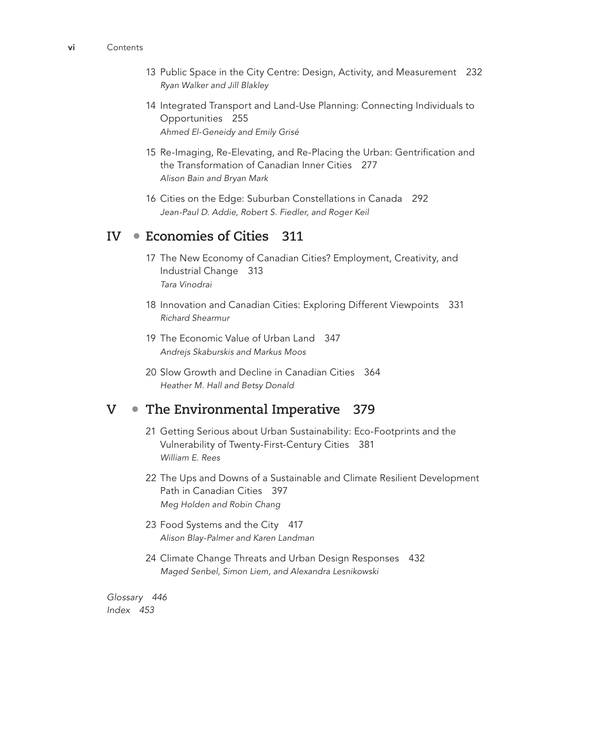13 Public Space in the City Centre: Design, Activity, and Measurement 232
*Ryan Walker and Jill Blakley*

14 Integrated Transport and Land-Use Planning: Connecting Individuals to Opportunities 255
*Ahmed El-Geneidy and Emily Grisé*

15 Re-Imaging, Re-Elevating, and Re-Placing the Urban: Gentrification and the Transformation of Canadian Inner Cities 277
*Alison Bain and Bryan Mark*

16 Cities on the Edge: Suburban Constellations in Canada 292
*Jean-Paul D. Addie, Robert S. Fiedler, and Roger Keil*

## IV • Economies of Cities 311

17 The New Economy of Canadian Cities? Employment, Creativity, and Industrial Change 313
*Tara Vinodrai*

18 Innovation and Canadian Cities: Exploring Different Viewpoints 331
*Richard Shearmur*

19 The Economic Value of Urban Land 347
*Andrejs Skaburskis and Markus Moos*

20 Slow Growth and Decline in Canadian Cities 364
*Heather M. Hall and Betsy Donald*

## V • The Environmental Imperative 379

21 Getting Serious about Urban Sustainability: Eco-Footprints and the Vulnerability of Twenty-First-Century Cities 381
*William E. Rees*

22 The Ups and Downs of a Sustainable and Climate Resilient Development Path in Canadian Cities 397
*Meg Holden and Robin Chang*

23 Food Systems and the City 417
*Alison Blay-Palmer and Karen Landman*

24 Climate Change Threats and Urban Design Responses 432
*Maged Senbel, Simon Liem, and Alexandra Lesnikowski*

*Glossary 446*
*Index 453*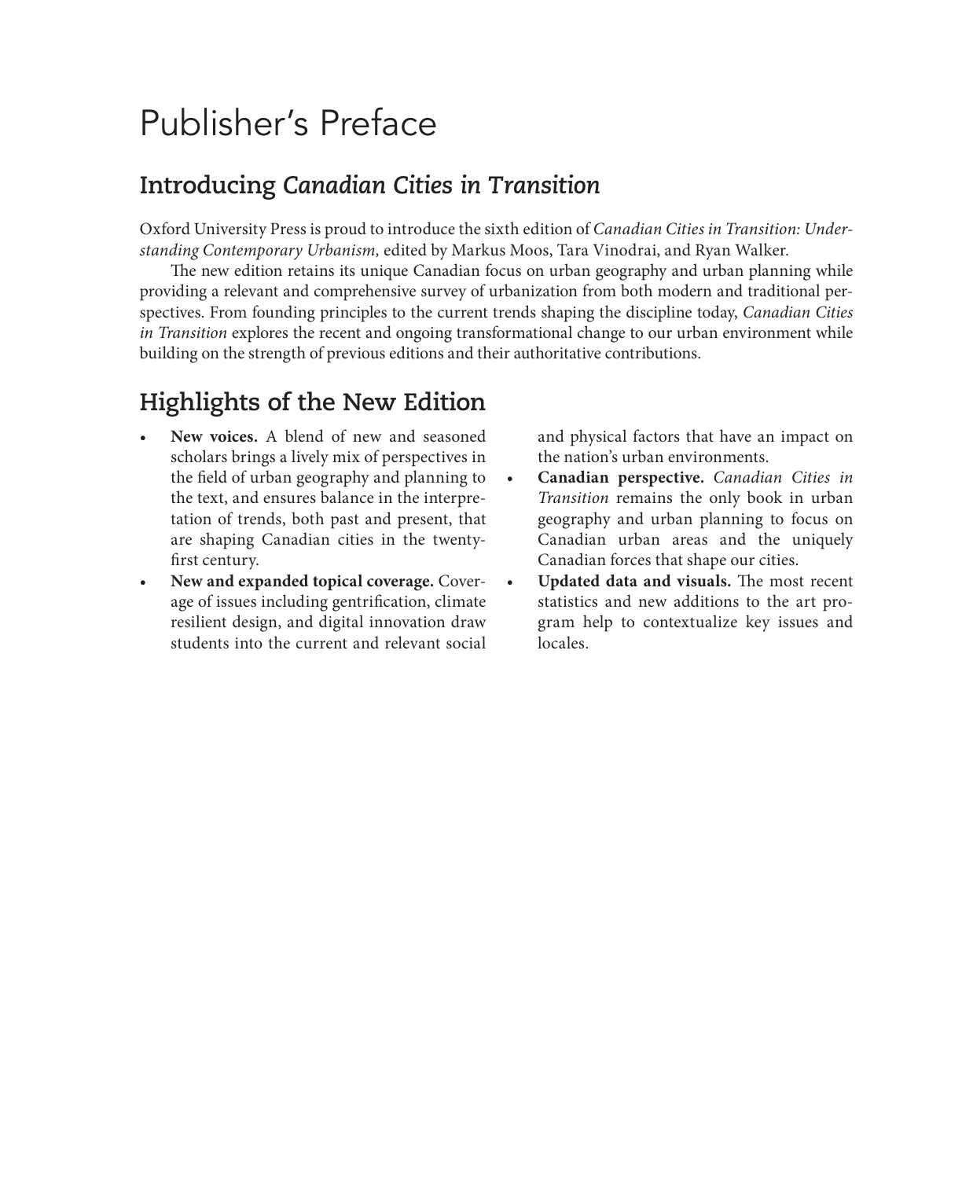# Publisher's Preface

## Introducing *Canadian Cities in Transition*

Oxford University Press is proud to introduce the sixth edition of *Canadian Cities in Transition: Understanding Contemporary Urbanism,* edited by Markus Moos, Tara Vinodrai, and Ryan Walker.

The new edition retains its unique Canadian focus on urban geography and urban planning while providing a relevant and comprehensive survey of urbanization from both modern and traditional perspectives. From founding principles to the current trends shaping the discipline today, *Canadian Cities in Transition* explores the recent and ongoing transformational change to our urban environment while building on the strength of previous editions and their authoritative contributions.

## Highlights of the New Edition

- **New voices.** A blend of new and seasoned scholars brings a lively mix of perspectives in the field of urban geography and planning to the text, and ensures balance in the interpretation of trends, both past and present, that are shaping Canadian cities in the twenty-first century.
- **New and expanded topical coverage.** Coverage of issues including gentrification, climate resilient design, and digital innovation draw students into the current and relevant social and physical factors that have an impact on the nation's urban environments.
- **Canadian perspective.** *Canadian Cities in Transition* remains the only book in urban geography and urban planning to focus on Canadian urban areas and the uniquely Canadian forces that shape our cities.
- **Updated data and visuals.** The most recent statistics and new additions to the art program help to contextualize key issues and locales.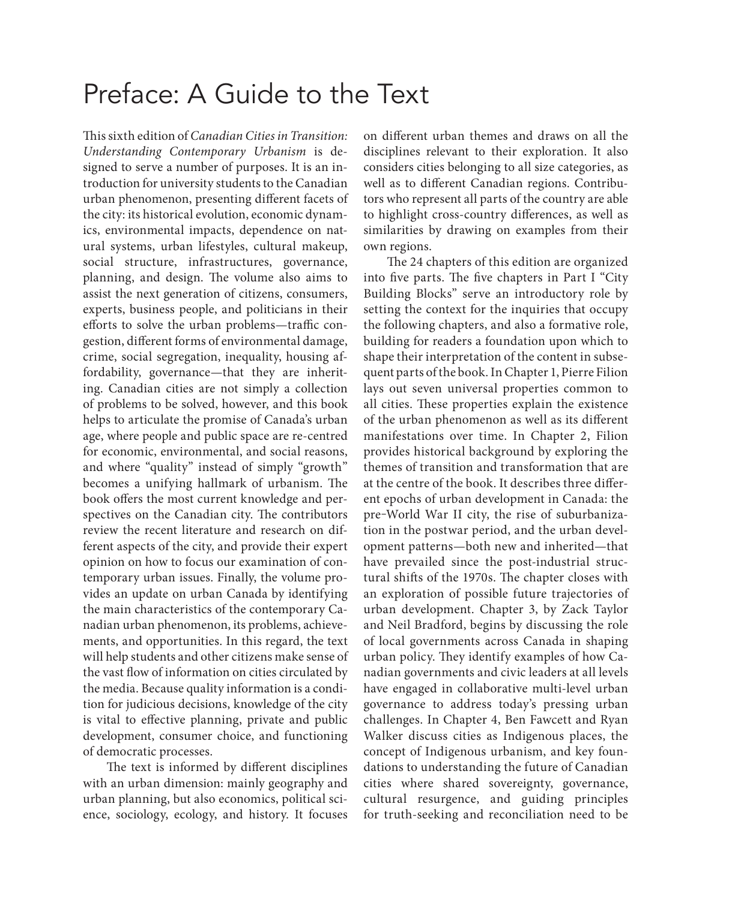# Preface: A Guide to the Text

This sixth edition of *Canadian Cities in Transition: Understanding Contemporary Urbanism* is designed to serve a number of purposes. It is an introduction for university students to the Canadian urban phenomenon, presenting different facets of the city: its historical evolution, economic dynamics, environmental impacts, dependence on natural systems, urban lifestyles, cultural makeup, social structure, infrastructures, governance, planning, and design. The volume also aims to assist the next generation of citizens, consumers, experts, business people, and politicians in their efforts to solve the urban problems—traffic congestion, different forms of environmental damage, crime, social segregation, inequality, housing affordability, governance—that they are inheriting. Canadian cities are not simply a collection of problems to be solved, however, and this book helps to articulate the promise of Canada's urban age, where people and public space are re-centred for economic, environmental, and social reasons, and where "quality" instead of simply "growth" becomes a unifying hallmark of urbanism. The book offers the most current knowledge and perspectives on the Canadian city. The contributors review the recent literature and research on different aspects of the city, and provide their expert opinion on how to focus our examination of contemporary urban issues. Finally, the volume provides an update on urban Canada by identifying the main characteristics of the contemporary Canadian urban phenomenon, its problems, achievements, and opportunities. In this regard, the text will help students and other citizens make sense of the vast flow of information on cities circulated by the media. Because quality information is a condition for judicious decisions, knowledge of the city is vital to effective planning, private and public development, consumer choice, and functioning of democratic processes.

The text is informed by different disciplines with an urban dimension: mainly geography and urban planning, but also economics, political science, sociology, ecology, and history. It focuses on different urban themes and draws on all the disciplines relevant to their exploration. It also considers cities belonging to all size categories, as well as to different Canadian regions. Contributors who represent all parts of the country are able to highlight cross-country differences, as well as similarities by drawing on examples from their own regions.

The 24 chapters of this edition are organized into five parts. The five chapters in Part I "City Building Blocks" serve an introductory role by setting the context for the inquiries that occupy the following chapters, and also a formative role, building for readers a foundation upon which to shape their interpretation of the content in subsequent parts of the book. In Chapter 1, Pierre Filion lays out seven universal properties common to all cities. These properties explain the existence of the urban phenomenon as well as its different manifestations over time. In Chapter 2, Filion provides historical background by exploring the themes of transition and transformation that are at the centre of the book. It describes three different epochs of urban development in Canada: the pre–World War II city, the rise of suburbanization in the postwar period, and the urban development patterns—both new and inherited—that have prevailed since the post-industrial structural shifts of the 1970s. The chapter closes with an exploration of possible future trajectories of urban development. Chapter 3, by Zack Taylor and Neil Bradford, begins by discussing the role of local governments across Canada in shaping urban policy. They identify examples of how Canadian governments and civic leaders at all levels have engaged in collaborative multi-level urban governance to address today's pressing urban challenges. In Chapter 4, Ben Fawcett and Ryan Walker discuss cities as Indigenous places, the concept of Indigenous urbanism, and key foundations to understanding the future of Canadian cities where shared sovereignty, governance, cultural resurgence, and guiding principles for truth-seeking and reconciliation need to be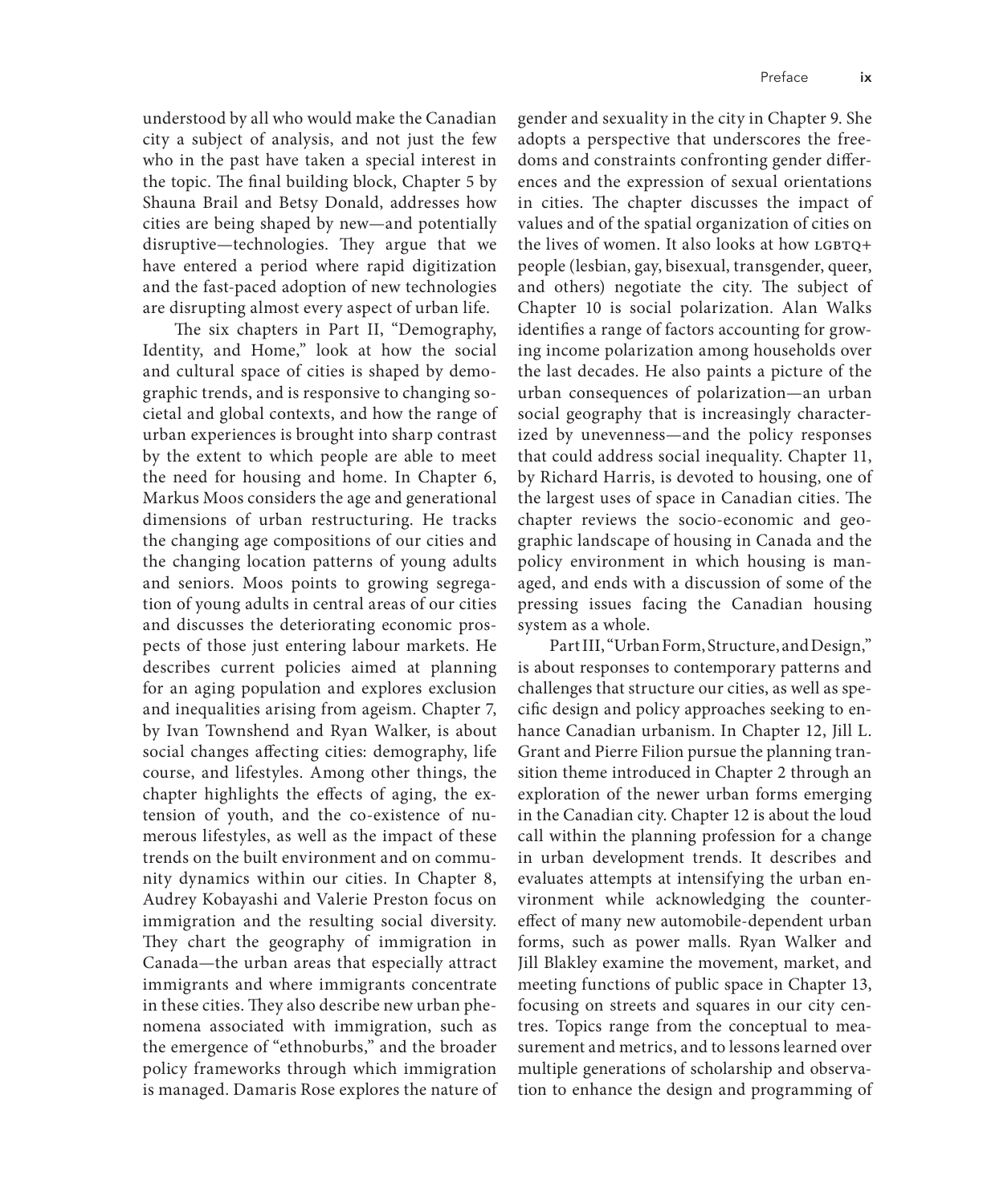understood by all who would make the Canadian city a subject of analysis, and not just the few who in the past have taken a special interest in the topic. The final building block, Chapter 5 by Shauna Brail and Betsy Donald, addresses how cities are being shaped by new—and potentially disruptive—technologies. They argue that we have entered a period where rapid digitization and the fast-paced adoption of new technologies are disrupting almost every aspect of urban life.

The six chapters in Part II, "Demography, Identity, and Home," look at how the social and cultural space of cities is shaped by demographic trends, and is responsive to changing societal and global contexts, and how the range of urban experiences is brought into sharp contrast by the extent to which people are able to meet the need for housing and home. In Chapter 6, Markus Moos considers the age and generational dimensions of urban restructuring. He tracks the changing age compositions of our cities and the changing location patterns of young adults and seniors. Moos points to growing segregation of young adults in central areas of our cities and discusses the deteriorating economic prospects of those just entering labour markets. He describes current policies aimed at planning for an aging population and explores exclusion and inequalities arising from ageism. Chapter 7, by Ivan Townshend and Ryan Walker, is about social changes affecting cities: demography, life course, and lifestyles. Among other things, the chapter highlights the effects of aging, the extension of youth, and the co-existence of numerous lifestyles, as well as the impact of these trends on the built environment and on community dynamics within our cities. In Chapter 8, Audrey Kobayashi and Valerie Preston focus on immigration and the resulting social diversity. They chart the geography of immigration in Canada—the urban areas that especially attract immigrants and where immigrants concentrate in these cities. They also describe new urban phenomena associated with immigration, such as the emergence of "ethnoburbs," and the broader policy frameworks through which immigration is managed. Damaris Rose explores the nature of gender and sexuality in the city in Chapter 9. She adopts a perspective that underscores the freedoms and constraints confronting gender differences and the expression of sexual orientations in cities. The chapter discusses the impact of values and of the spatial organization of cities on the lives of women. It also looks at how LGBTQ+ people (lesbian, gay, bisexual, transgender, queer, and others) negotiate the city. The subject of Chapter 10 is social polarization. Alan Walks identifies a range of factors accounting for growing income polarization among households over the last decades. He also paints a picture of the urban consequences of polarization—an urban social geography that is increasingly characterized by unevenness—and the policy responses that could address social inequality. Chapter 11, by Richard Harris, is devoted to housing, one of the largest uses of space in Canadian cities. The chapter reviews the socio-economic and geographic landscape of housing in Canada and the policy environment in which housing is managed, and ends with a discussion of some of the pressing issues facing the Canadian housing system as a whole.

Part III, "Urban Form, Structure, and Design," is about responses to contemporary patterns and challenges that structure our cities, as well as specific design and policy approaches seeking to enhance Canadian urbanism. In Chapter 12, Jill L. Grant and Pierre Filion pursue the planning transition theme introduced in Chapter 2 through an exploration of the newer urban forms emerging in the Canadian city. Chapter 12 is about the loud call within the planning profession for a change in urban development trends. It describes and evaluates attempts at intensifying the urban environment while acknowledging the countereffect of many new automobile-dependent urban forms, such as power malls. Ryan Walker and Jill Blakley examine the movement, market, and meeting functions of public space in Chapter 13, focusing on streets and squares in our city centres. Topics range from the conceptual to measurement and metrics, and to lessons learned over multiple generations of scholarship and observation to enhance the design and programming of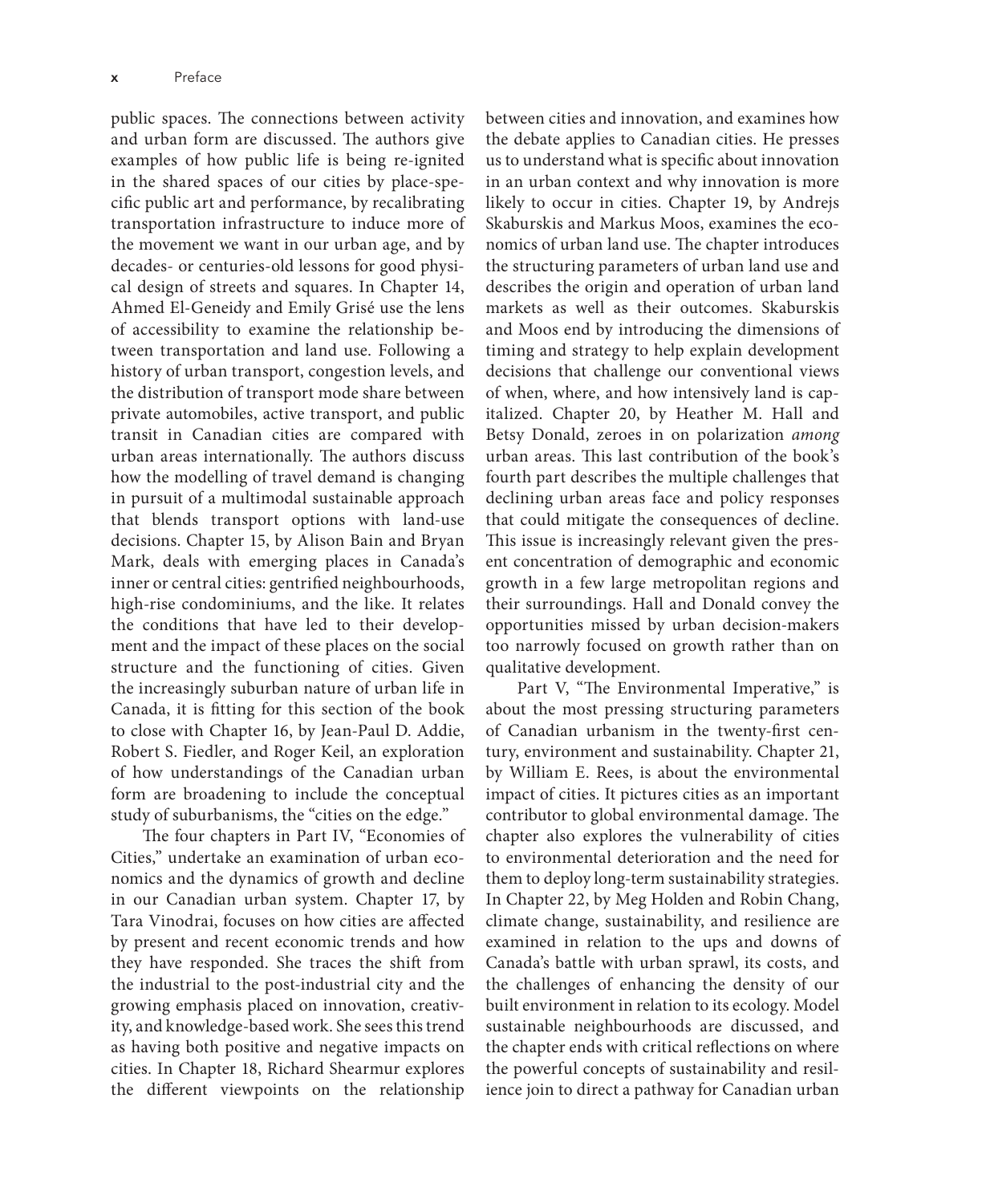public spaces. The connections between activity and urban form are discussed. The authors give examples of how public life is being re-ignited in the shared spaces of our cities by place-specific public art and performance, by recalibrating transportation infrastructure to induce more of the movement we want in our urban age, and by decades- or centuries-old lessons for good physical design of streets and squares. In Chapter 14, Ahmed El-Geneidy and Emily Grisé use the lens of accessibility to examine the relationship between transportation and land use. Following a history of urban transport, congestion levels, and the distribution of transport mode share between private automobiles, active transport, and public transit in Canadian cities are compared with urban areas internationally. The authors discuss how the modelling of travel demand is changing in pursuit of a multimodal sustainable approach that blends transport options with land-use decisions. Chapter 15, by Alison Bain and Bryan Mark, deals with emerging places in Canada's inner or central cities: gentrified neighbourhoods, high-rise condominiums, and the like. It relates the conditions that have led to their development and the impact of these places on the social structure and the functioning of cities. Given the increasingly suburban nature of urban life in Canada, it is fitting for this section of the book to close with Chapter 16, by Jean-Paul D. Addie, Robert S. Fiedler, and Roger Keil, an exploration of how understandings of the Canadian urban form are broadening to include the conceptual study of suburbanisms, the "cities on the edge."

The four chapters in Part IV, "Economies of Cities," undertake an examination of urban economics and the dynamics of growth and decline in our Canadian urban system. Chapter 17, by Tara Vinodrai, focuses on how cities are affected by present and recent economic trends and how they have responded. She traces the shift from the industrial to the post-industrial city and the growing emphasis placed on innovation, creativity, and knowledge-based work. She sees this trend as having both positive and negative impacts on cities. In Chapter 18, Richard Shearmur explores the different viewpoints on the relationship between cities and innovation, and examines how the debate applies to Canadian cities. He presses us to understand what is specific about innovation in an urban context and why innovation is more likely to occur in cities. Chapter 19, by Andrejs Skaburskis and Markus Moos, examines the economics of urban land use. The chapter introduces the structuring parameters of urban land use and describes the origin and operation of urban land markets as well as their outcomes. Skaburskis and Moos end by introducing the dimensions of timing and strategy to help explain development decisions that challenge our conventional views of when, where, and how intensively land is capitalized. Chapter 20, by Heather M. Hall and Betsy Donald, zeroes in on polarization *among* urban areas. This last contribution of the book's fourth part describes the multiple challenges that declining urban areas face and policy responses that could mitigate the consequences of decline. This issue is increasingly relevant given the present concentration of demographic and economic growth in a few large metropolitan regions and their surroundings. Hall and Donald convey the opportunities missed by urban decision-makers too narrowly focused on growth rather than on qualitative development.

Part V, "The Environmental Imperative," is about the most pressing structuring parameters of Canadian urbanism in the twenty-first century, environment and sustainability. Chapter 21, by William E. Rees, is about the environmental impact of cities. It pictures cities as an important contributor to global environmental damage. The chapter also explores the vulnerability of cities to environmental deterioration and the need for them to deploy long-term sustainability strategies. In Chapter 22, by Meg Holden and Robin Chang, climate change, sustainability, and resilience are examined in relation to the ups and downs of Canada's battle with urban sprawl, its costs, and the challenges of enhancing the density of our built environment in relation to its ecology. Model sustainable neighbourhoods are discussed, and the chapter ends with critical reflections on where the powerful concepts of sustainability and resilience join to direct a pathway for Canadian urban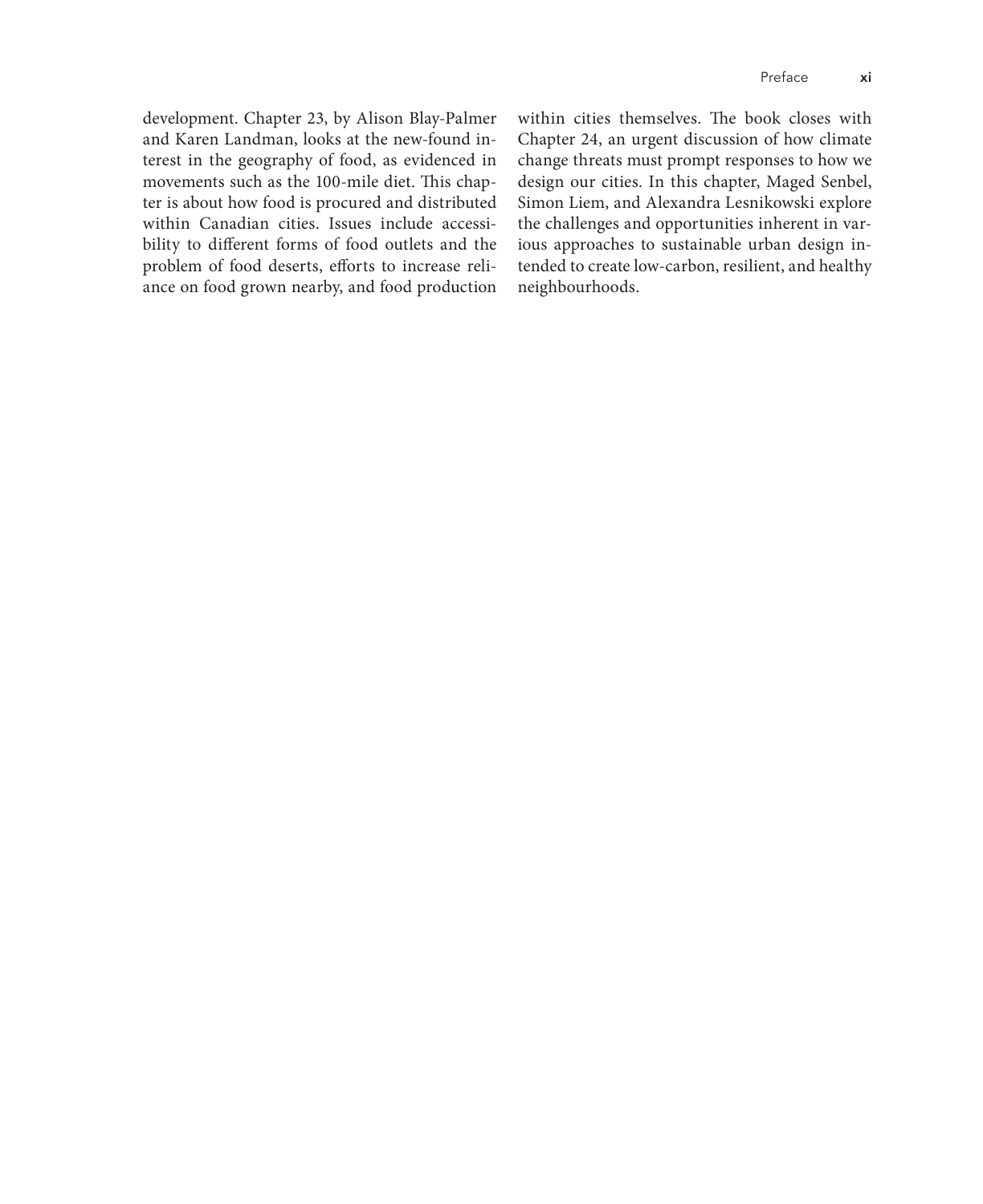development. Chapter 23, by Alison Blay-Palmer and Karen Landman, looks at the new-found interest in the geography of food, as evidenced in movements such as the 100-mile diet. This chapter is about how food is procured and distributed within Canadian cities. Issues include accessibility to different forms of food outlets and the problem of food deserts, efforts to increase reliance on food grown nearby, and food production within cities themselves. The book closes with Chapter 24, an urgent discussion of how climate change threats must prompt responses to how we design our cities. In this chapter, Maged Senbel, Simon Liem, and Alexandra Lesnikowski explore the challenges and opportunities inherent in various approaches to sustainable urban design intended to create low-carbon, resilient, and healthy neighbourhoods.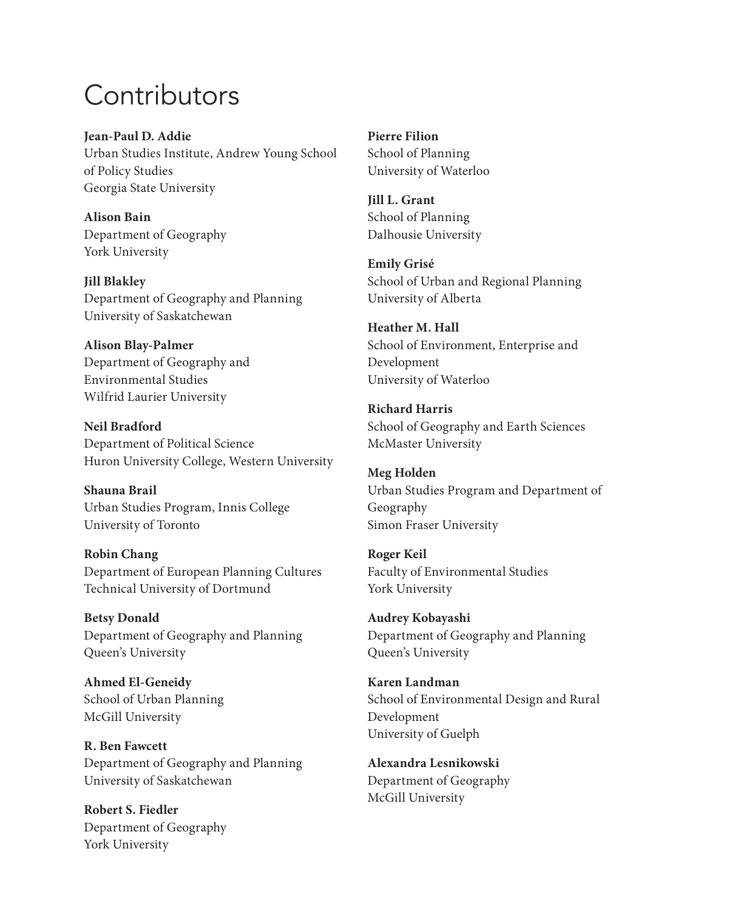# Contributors

**Jean-Paul D. Addie**
Urban Studies Institute, Andrew Young School of Policy Studies
Georgia State University

**Alison Bain**
Department of Geography
York University

**Jill Blakley**
Department of Geography and Planning
University of Saskatchewan

**Alison Blay-Palmer**
Department of Geography and Environmental Studies
Wilfrid Laurier University

**Neil Bradford**
Department of Political Science
Huron University College, Western University

**Shauna Brail**
Urban Studies Program, Innis College
University of Toronto

**Robin Chang**
Department of European Planning Cultures
Technical University of Dortmund

**Betsy Donald**
Department of Geography and Planning
Queen's University

**Ahmed El-Geneidy**
School of Urban Planning
McGill University

**R. Ben Fawcett**
Department of Geography and Planning
University of Saskatchewan

**Robert S. Fiedler**
Department of Geography
York University

**Pierre Filion**
School of Planning
University of Waterloo

**Jill L. Grant**
School of Planning
Dalhousie University

**Emily Grisé**
School of Urban and Regional Planning
University of Alberta

**Heather M. Hall**
School of Environment, Enterprise and Development
University of Waterloo

**Richard Harris**
School of Geography and Earth Sciences
McMaster University

**Meg Holden**
Urban Studies Program and Department of Geography
Simon Fraser University

**Roger Keil**
Faculty of Environmental Studies
York University

**Audrey Kobayashi**
Department of Geography and Planning
Queen's University

**Karen Landman**
School of Environmental Design and Rural Development
University of Guelph

**Alexandra Lesnikowski**
Department of Geography
McGill University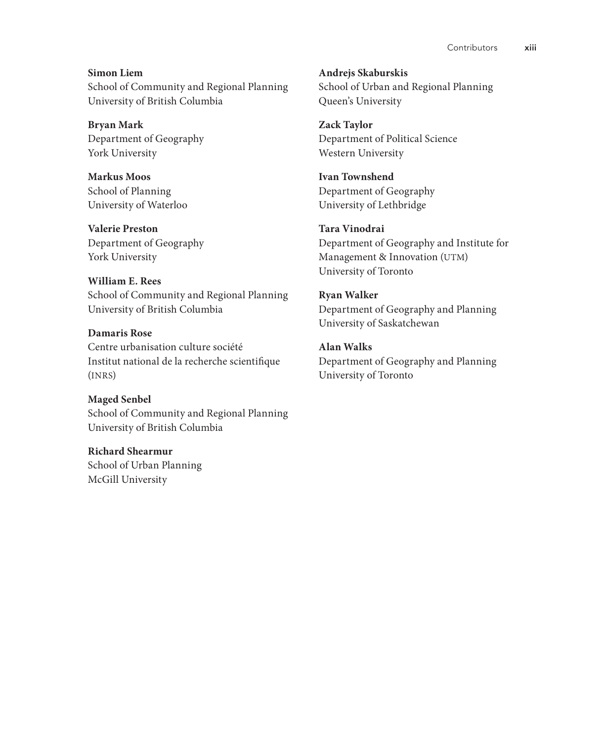**Simon Liem**
School of Community and Regional Planning
University of British Columbia

**Bryan Mark**
Department of Geography
York University

**Markus Moos**
School of Planning
University of Waterloo

**Valerie Preston**
Department of Geography
York University

**William E. Rees**
School of Community and Regional Planning
University of British Columbia

**Damaris Rose**
Centre urbanisation culture société
Institut national de la recherche scientifique (INRS)

**Maged Senbel**
School of Community and Regional Planning
University of British Columbia

**Richard Shearmur**
School of Urban Planning
McGill University

**Andrejs Skaburskis**
School of Urban and Regional Planning
Queen's University

**Zack Taylor**
Department of Political Science
Western University

**Ivan Townshend**
Department of Geography
University of Lethbridge

**Tara Vinodrai**
Department of Geography and Institute for Management & Innovation (UTM)
University of Toronto

**Ryan Walker**
Department of Geography and Planning
University of Saskatchewan

**Alan Walks**
Department of Geography and Planning
University of Toronto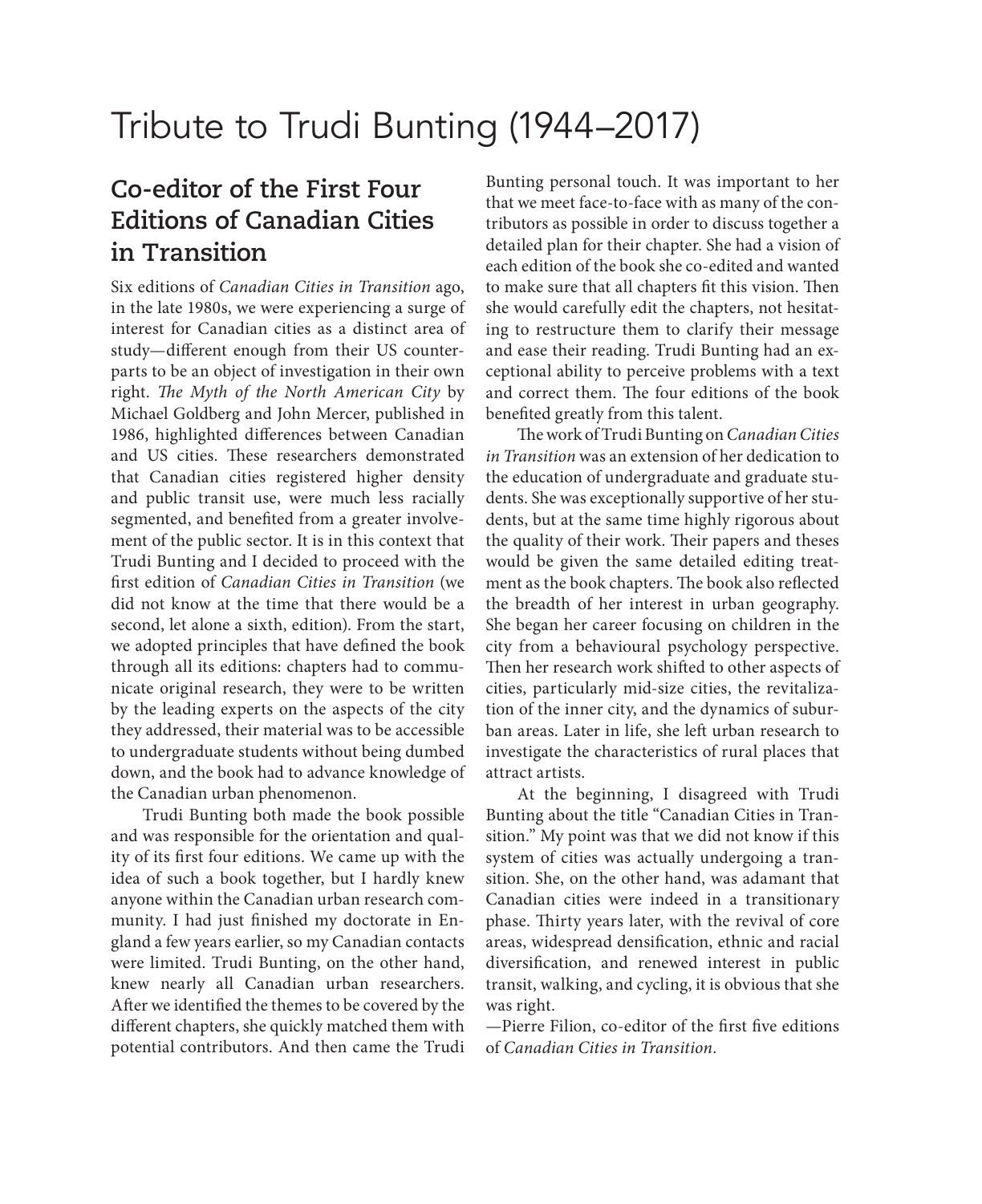# Tribute to Trudi Bunting (1944–2017)

## Co-editor of the First Four Editions of Canadian Cities in Transition

Six editions of *Canadian Cities in Transition* ago, in the late 1980s, we were experiencing a surge of interest for Canadian cities as a distinct area of study—different enough from their US counterparts to be an object of investigation in their own right. *The Myth of the North American City* by Michael Goldberg and John Mercer, published in 1986, highlighted differences between Canadian and US cities. These researchers demonstrated that Canadian cities registered higher density and public transit use, were much less racially segmented, and benefited from a greater involvement of the public sector. It is in this context that Trudi Bunting and I decided to proceed with the first edition of *Canadian Cities in Transition* (we did not know at the time that there would be a second, let alone a sixth, edition). From the start, we adopted principles that have defined the book through all its editions: chapters had to communicate original research, they were to be written by the leading experts on the aspects of the city they addressed, their material was to be accessible to undergraduate students without being dumbed down, and the book had to advance knowledge of the Canadian urban phenomenon.

Trudi Bunting both made the book possible and was responsible for the orientation and quality of its first four editions. We came up with the idea of such a book together, but I hardly knew anyone within the Canadian urban research community. I had just finished my doctorate in England a few years earlier, so my Canadian contacts were limited. Trudi Bunting, on the other hand, knew nearly all Canadian urban researchers. After we identified the themes to be covered by the different chapters, she quickly matched them with potential contributors. And then came the Trudi Bunting personal touch. It was important to her that we meet face-to-face with as many of the contributors as possible in order to discuss together a detailed plan for their chapter. She had a vision of each edition of the book she co-edited and wanted to make sure that all chapters fit this vision. Then she would carefully edit the chapters, not hesitating to restructure them to clarify their message and ease their reading. Trudi Bunting had an exceptional ability to perceive problems with a text and correct them. The four editions of the book benefited greatly from this talent.

The work of Trudi Bunting on *Canadian Cities in Transition* was an extension of her dedication to the education of undergraduate and graduate students. She was exceptionally supportive of her students, but at the same time highly rigorous about the quality of their work. Their papers and theses would be given the same detailed editing treatment as the book chapters. The book also reflected the breadth of her interest in urban geography. She began her career focusing on children in the city from a behavioural psychology perspective. Then her research work shifted to other aspects of cities, particularly mid-size cities, the revitalization of the inner city, and the dynamics of suburban areas. Later in life, she left urban research to investigate the characteristics of rural places that attract artists.

At the beginning, I disagreed with Trudi Bunting about the title "Canadian Cities in Transition." My point was that we did not know if this system of cities was actually undergoing a transition. She, on the other hand, was adamant that Canadian cities were indeed in a transitionary phase. Thirty years later, with the revival of core areas, widespread densification, ethnic and racial diversification, and renewed interest in public transit, walking, and cycling, it is obvious that she was right.

—Pierre Filion, co-editor of the first five editions of *Canadian Cities in Transition*.